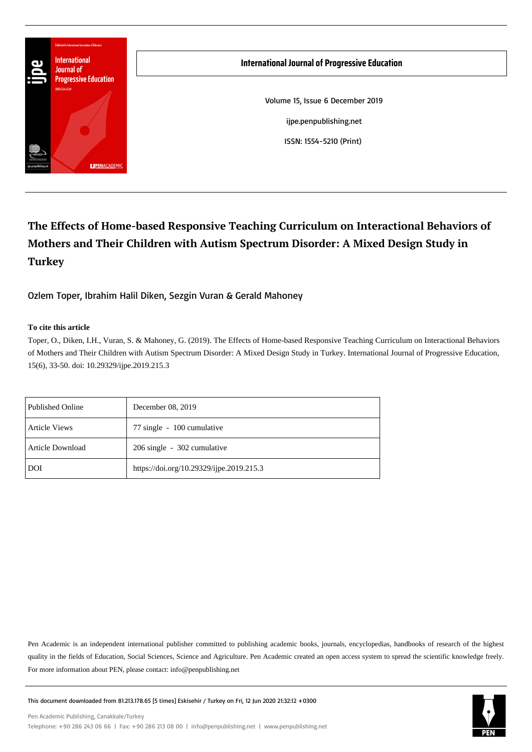**International Journal of Progressive Education**

Volume 15, Issue 6 December 2019

ijpe.penpublishing.net

ISSN: 1554-5210 (Print)

# The Effects of Home-based Responsive Teaching Curriculum on Interactional Behaviors of Mothers and Their Children with Autism Spectrum Disorder: A Mixed Design Study in Turkey

Ozlem Toper, Ibrahim Halil Diken, Sezgin Vuran & Gerald Mahoney

**To cite this article**

Toper, O., Diken, I.H., Vuran, S. & Mahoney, G. (2019). The Effects of Home-based Responsive Teaching Curriculum on Interactional Behaviors of Mothers and Their Children with Autism Spectrum Disorder: A Mixed Design Study in Turkey. International Journal of Progressive Education, 15(6), 33-50. doi: 10.29329/ijpe.2019.215.3

| | |
|---|---|
| Published Online | December 08, 2019 |
| Article Views | 77 single - 100 cumulative |
| Article Download | 206 single - 302 cumulative |
| DOI | https://doi.org/10.29329/ijpe.2019.215.3 |

Pen Academic is an independent international publisher committed to publishing academic books, journals, encyclopedias, handbooks of research of the highest quality in the fields of Education, Social Sciences, Science and Agriculture. Pen Academic created an open access system to spread the scientific knowledge freely. For more information about PEN, please contact: info@penpublishing.net

This document downloaded from 81.213.178.65 [5 times] Eskisehir / Turkey on Fri, 12 Jun 2020 21:32:12 +0300

Pen Academic Publishing, Canakkale/Turkey

Telephone: +90 286 243 06 66 | Fax: +90 286 213 08 00 | info@penpublishing.net | www.penpublishing.net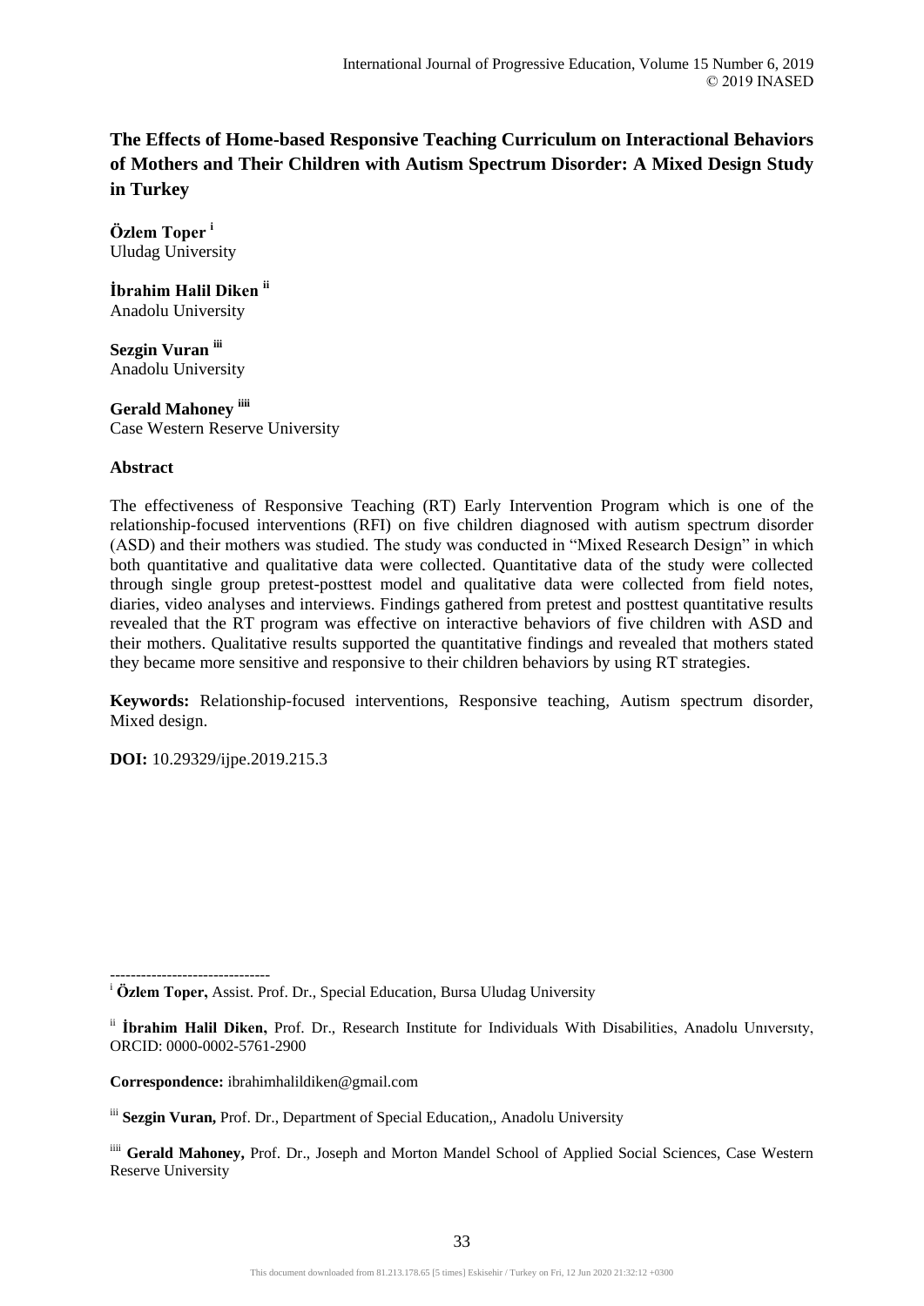# The Effects of Home-based Responsive Teaching Curriculum on Interactional Behaviors of Mothers and Their Children with Autism Spectrum Disorder: A Mixed Design Study in Turkey

**Özlem Toper** [i]
Uludag University

**İbrahim Halil Diken** [ii]
Anadolu University

**Sezgin Vuran** [iii]
Anadolu University

**Gerald Mahoney** [iiii]
Case Western Reserve University

## Abstract

The effectiveness of Responsive Teaching (RT) Early Intervention Program which is one of the relationship-focused interventions (RFI) on five children diagnosed with autism spectrum disorder (ASD) and their mothers was studied. The study was conducted in "Mixed Research Design" in which both quantitative and qualitative data were collected. Quantitative data of the study were collected through single group pretest-posttest model and qualitative data were collected from field notes, diaries, video analyses and interviews. Findings gathered from pretest and posttest quantitative results revealed that the RT program was effective on interactive behaviors of five children with ASD and their mothers. Qualitative results supported the quantitative findings and revealed that mothers stated they became more sensitive and responsive to their children behaviors by using RT strategies.

**Keywords:** Relationship-focused interventions, Responsive teaching, Autism spectrum disorder, Mixed design.

**DOI:** 10.29329/ijpe.2019.215.3

-------------------------------

[i] **Özlem Toper,** Assist. Prof. Dr., Special Education, Bursa Uludag University

[ii] **İbrahim Halil Diken,** Prof. Dr., Research Institute for Individuals With Disabilities, Anadolu Unıversıty, ORCID: 0000-0002-5761-2900

**Correspondence:** ibrahimhalildiken@gmail.com

[iii] **Sezgin Vuran,** Prof. Dr., Department of Special Education,, Anadolu University

[iiii] **Gerald Mahoney,** Prof. Dr., Joseph and Morton Mandel School of Applied Social Sciences, Case Western Reserve University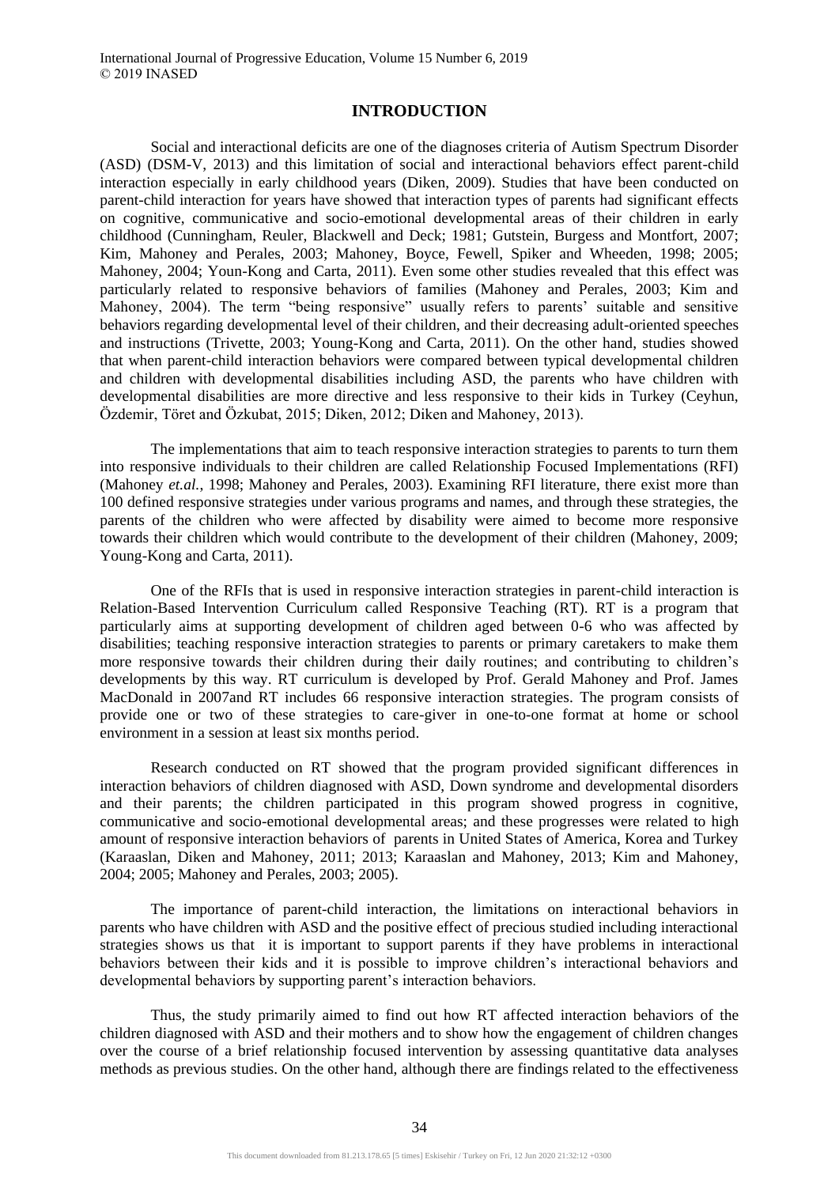## INTRODUCTION

Social and interactional deficits are one of the diagnoses criteria of Autism Spectrum Disorder (ASD) (DSM-V, 2013) and this limitation of social and interactional behaviors effect parent-child interaction especially in early childhood years (Diken, 2009). Studies that have been conducted on parent-child interaction for years have showed that interaction types of parents had significant effects on cognitive, communicative and socio-emotional developmental areas of their children in early childhood (Cunningham, Reuler, Blackwell and Deck; 1981; Gutstein, Burgess and Montfort, 2007; Kim, Mahoney and Perales, 2003; Mahoney, Boyce, Fewell, Spiker and Wheeden, 1998; 2005; Mahoney, 2004; Youn-Kong and Carta, 2011). Even some other studies revealed that this effect was particularly related to responsive behaviors of families (Mahoney and Perales, 2003; Kim and Mahoney, 2004). The term "being responsive" usually refers to parents' suitable and sensitive behaviors regarding developmental level of their children, and their decreasing adult-oriented speeches and instructions (Trivette, 2003; Young-Kong and Carta, 2011). On the other hand, studies showed that when parent-child interaction behaviors were compared between typical developmental children and children with developmental disabilities including ASD, the parents who have children with developmental disabilities are more directive and less responsive to their kids in Turkey (Ceyhun, Özdemir, Töret and Özkubat, 2015; Diken, 2012; Diken and Mahoney, 2013).

The implementations that aim to teach responsive interaction strategies to parents to turn them into responsive individuals to their children are called Relationship Focused Implementations (RFI) (Mahoney *et.al.*, 1998; Mahoney and Perales, 2003). Examining RFI literature, there exist more than 100 defined responsive strategies under various programs and names, and through these strategies, the parents of the children who were affected by disability were aimed to become more responsive towards their children which would contribute to the development of their children (Mahoney, 2009; Young-Kong and Carta, 2011).

One of the RFIs that is used in responsive interaction strategies in parent-child interaction is Relation-Based Intervention Curriculum called Responsive Teaching (RT). RT is a program that particularly aims at supporting development of children aged between 0-6 who was affected by disabilities; teaching responsive interaction strategies to parents or primary caretakers to make them more responsive towards their children during their daily routines; and contributing to children's developments by this way. RT curriculum is developed by Prof. Gerald Mahoney and Prof. James MacDonald in 2007and RT includes 66 responsive interaction strategies. The program consists of provide one or two of these strategies to care-giver in one-to-one format at home or school environment in a session at least six months period.

Research conducted on RT showed that the program provided significant differences in interaction behaviors of children diagnosed with ASD, Down syndrome and developmental disorders and their parents; the children participated in this program showed progress in cognitive, communicative and socio-emotional developmental areas; and these progresses were related to high amount of responsive interaction behaviors of parents in United States of America, Korea and Turkey (Karaaslan, Diken and Mahoney, 2011; 2013; Karaaslan and Mahoney, 2013; Kim and Mahoney, 2004; 2005; Mahoney and Perales, 2003; 2005).

The importance of parent-child interaction, the limitations on interactional behaviors in parents who have children with ASD and the positive effect of precious studied including interactional strategies shows us that it is important to support parents if they have problems in interactional behaviors between their kids and it is possible to improve children's interactional behaviors and developmental behaviors by supporting parent's interaction behaviors.

Thus, the study primarily aimed to find out how RT affected interaction behaviors of the children diagnosed with ASD and their mothers and to show how the engagement of children changes over the course of a brief relationship focused intervention by assessing quantitative data analyses methods as previous studies. On the other hand, although there are findings related to the effectiveness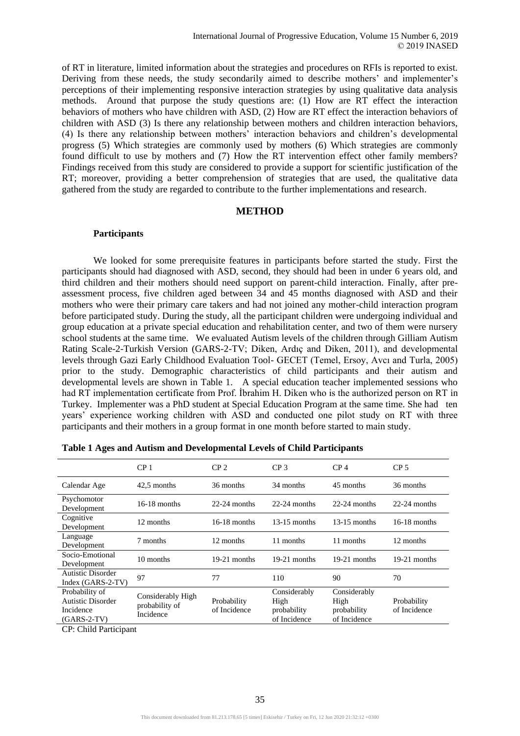of RT in literature, limited information about the strategies and procedures on RFIs is reported to exist. Deriving from these needs, the study secondarily aimed to describe mothers' and implementer's perceptions of their implementing responsive interaction strategies by using qualitative data analysis methods. Around that purpose the study questions are: (1) How are RT effect the interaction behaviors of mothers who have children with ASD, (2) How are RT effect the interaction behaviors of children with ASD (3) Is there any relationship between mothers and children interaction behaviors, (4) Is there any relationship between mothers' interaction behaviors and children's developmental progress (5) Which strategies are commonly used by mothers (6) Which strategies are commonly found difficult to use by mothers and (7) How the RT intervention effect other family members? Findings received from this study are considered to provide a support for scientific justification of the RT; moreover, providing a better comprehension of strategies that are used, the qualitative data gathered from the study are regarded to contribute to the further implementations and research.

## METHOD

### Participants

We looked for some prerequisite features in participants before started the study. First the participants should had diagnosed with ASD, second, they should had been in under 6 years old, and third children and their mothers should need support on parent-child interaction. Finally, after pre-assessment process, five children aged between 34 and 45 months diagnosed with ASD and their mothers who were their primary care takers and had not joined any mother-child interaction program before participated study. During the study, all the participant children were undergoing individual and group education at a private special education and rehabilitation center, and two of them were nursery school students at the same time. We evaluated Autism levels of the children through Gilliam Autism Rating Scale-2-Turkish Version (GARS-2-TV; Diken, Ardıç and Diken, 2011), and developmental levels through Gazi Early Childhood Evaluation Tool- GECET (Temel, Ersoy, Avcı and Turla, 2005) prior to the study. Demographic characteristics of child participants and their autism and developmental levels are shown in Table 1. A special education teacher implemented sessions who had RT implementation certificate from Prof. İbrahim H. Diken who is the authorized person on RT in Turkey. Implementer was a PhD student at Special Education Program at the same time. She had ten years' experience working children with ASD and conducted one pilot study on RT with three participants and their mothers in a group format in one month before started to main study.

**Table 1 Ages and Autism and Developmental Levels of Child Participants**

| | CP 1 | CP 2 | CP 3 | CP 4 | CP 5 |
|---|---|---|---|---|---|
| Calendar Age | 42,5 months | 36 months | 34 months | 45 months | 36 months |
| Psychomotor Development | 16-18 months | 22-24 months | 22-24 months | 22-24 months | 22-24 months |
| Cognitive Development | 12 months | 16-18 months | 13-15 months | 13-15 months | 16-18 months |
| Language Development | 7 months | 12 months | 11 months | 11 months | 12 months |
| Socio-Emotional Development | 10 months | 19-21 months | 19-21 months | 19-21 months | 19-21 months |
| Autistic Disorder Index (GARS-2-TV) | 97 | 77 | 110 | 90 | 70 |
| Probability of Autistic Disorder Incidence (GARS-2-TV) | Considerably High probability of Incidence | Probability of Incidence | Considerably High probability of Incidence | Considerably High probability of Incidence | Probability of Incidence |

CP: Child Participant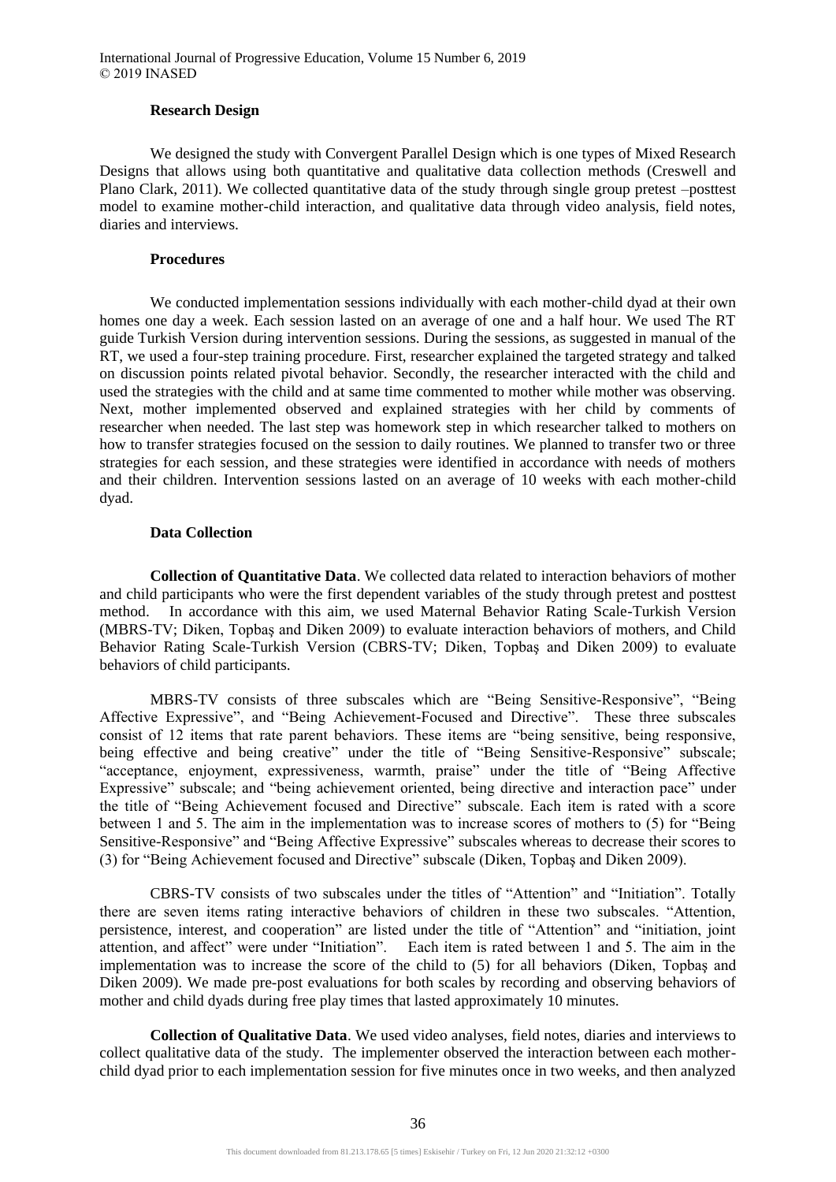### Research Design

We designed the study with Convergent Parallel Design which is one types of Mixed Research Designs that allows using both quantitative and qualitative data collection methods (Creswell and Plano Clark, 2011). We collected quantitative data of the study through single group pretest –posttest model to examine mother-child interaction, and qualitative data through video analysis, field notes, diaries and interviews.

### Procedures

We conducted implementation sessions individually with each mother-child dyad at their own homes one day a week. Each session lasted on an average of one and a half hour. We used The RT guide Turkish Version during intervention sessions. During the sessions, as suggested in manual of the RT, we used a four-step training procedure. First, researcher explained the targeted strategy and talked on discussion points related pivotal behavior. Secondly, the researcher interacted with the child and used the strategies with the child and at same time commented to mother while mother was observing. Next, mother implemented observed and explained strategies with her child by comments of researcher when needed. The last step was homework step in which researcher talked to mothers on how to transfer strategies focused on the session to daily routines. We planned to transfer two or three strategies for each session, and these strategies were identified in accordance with needs of mothers and their children. Intervention sessions lasted on an average of 10 weeks with each mother-child dyad.

### Data Collection

**Collection of Quantitative Data**. We collected data related to interaction behaviors of mother and child participants who were the first dependent variables of the study through pretest and posttest method. In accordance with this aim, we used Maternal Behavior Rating Scale-Turkish Version (MBRS-TV; Diken, Topbaş and Diken 2009) to evaluate interaction behaviors of mothers, and Child Behavior Rating Scale-Turkish Version (CBRS-TV; Diken, Topbaş and Diken 2009) to evaluate behaviors of child participants.

MBRS-TV consists of three subscales which are "Being Sensitive-Responsive", "Being Affective Expressive", and "Being Achievement-Focused and Directive". These three subscales consist of 12 items that rate parent behaviors. These items are "being sensitive, being responsive, being effective and being creative" under the title of "Being Sensitive-Responsive" subscale; "acceptance, enjoyment, expressiveness, warmth, praise" under the title of "Being Affective Expressive" subscale; and "being achievement oriented, being directive and interaction pace" under the title of "Being Achievement focused and Directive" subscale. Each item is rated with a score between 1 and 5. The aim in the implementation was to increase scores of mothers to (5) for "Being Sensitive-Responsive" and "Being Affective Expressive" subscales whereas to decrease their scores to (3) for "Being Achievement focused and Directive" subscale (Diken, Topbaş and Diken 2009).

CBRS-TV consists of two subscales under the titles of "Attention" and "Initiation". Totally there are seven items rating interactive behaviors of children in these two subscales. "Attention, persistence, interest, and cooperation" are listed under the title of "Attention" and "initiation, joint attention, and affect" were under "Initiation". Each item is rated between 1 and 5. The aim in the implementation was to increase the score of the child to (5) for all behaviors (Diken, Topbaş and Diken 2009). We made pre-post evaluations for both scales by recording and observing behaviors of mother and child dyads during free play times that lasted approximately 10 minutes.

**Collection of Qualitative Data**. We used video analyses, field notes, diaries and interviews to collect qualitative data of the study. The implementer observed the interaction between each mother-child dyad prior to each implementation session for five minutes once in two weeks, and then analyzed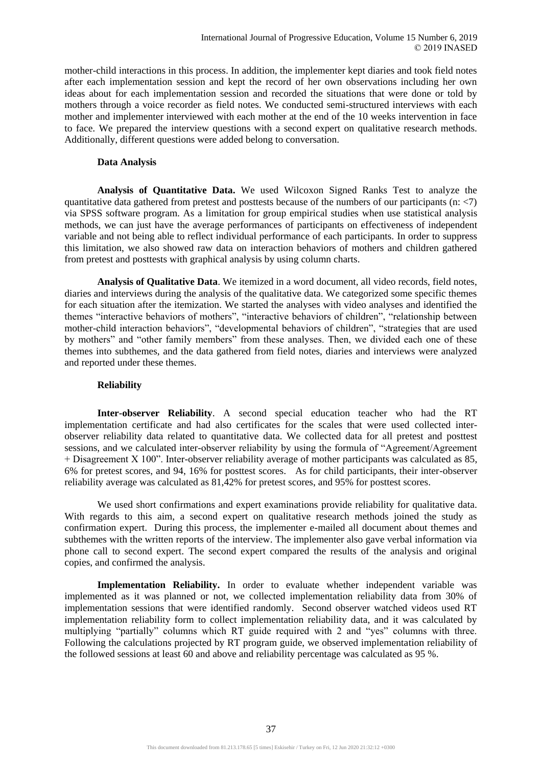mother-child interactions in this process. In addition, the implementer kept diaries and took field notes after each implementation session and kept the record of her own observations including her own ideas about for each implementation session and recorded the situations that were done or told by mothers through a voice recorder as field notes. We conducted semi-structured interviews with each mother and implementer interviewed with each mother at the end of the 10 weeks intervention in face to face. We prepared the interview questions with a second expert on qualitative research methods. Additionally, different questions were added belong to conversation.

### Data Analysis

**Analysis of Quantitative Data.** We used Wilcoxon Signed Ranks Test to analyze the quantitative data gathered from pretest and posttests because of the numbers of our participants (n: <7) via SPSS software program. As a limitation for group empirical studies when use statistical analysis methods, we can just have the average performances of participants on effectiveness of independent variable and not being able to reflect individual performance of each participants. In order to suppress this limitation, we also showed raw data on interaction behaviors of mothers and children gathered from pretest and posttests with graphical analysis by using column charts.

**Analysis of Qualitative Data**. We itemized in a word document, all video records, field notes, diaries and interviews during the analysis of the qualitative data. We categorized some specific themes for each situation after the itemization. We started the analyses with video analyses and identified the themes "interactive behaviors of mothers", "interactive behaviors of children", "relationship between mother-child interaction behaviors", "developmental behaviors of children", "strategies that are used by mothers" and "other family members" from these analyses. Then, we divided each one of these themes into subthemes, and the data gathered from field notes, diaries and interviews were analyzed and reported under these themes.

### Reliability

**Inter-observer Reliability**. A second special education teacher who had the RT implementation certificate and had also certificates for the scales that were used collected inter-observer reliability data related to quantitative data. We collected data for all pretest and posttest sessions, and we calculated inter-observer reliability by using the formula of "Agreement/Agreement + Disagreement X 100". Inter-observer reliability average of mother participants was calculated as 85, 6% for pretest scores, and 94, 16% for posttest scores. As for child participants, their inter-observer reliability average was calculated as 81,42% for pretest scores, and 95% for posttest scores.

We used short confirmations and expert examinations provide reliability for qualitative data. With regards to this aim, a second expert on qualitative research methods joined the study as confirmation expert. During this process, the implementer e-mailed all document about themes and subthemes with the written reports of the interview. The implementer also gave verbal information via phone call to second expert. The second expert compared the results of the analysis and original copies, and confirmed the analysis.

**Implementation Reliability.** In order to evaluate whether independent variable was implemented as it was planned or not, we collected implementation reliability data from 30% of implementation sessions that were identified randomly. Second observer watched videos used RT implementation reliability form to collect implementation reliability data, and it was calculated by multiplying "partially" columns which RT guide required with 2 and "yes" columns with three. Following the calculations projected by RT program guide, we observed implementation reliability of the followed sessions at least 60 and above and reliability percentage was calculated as 95 %.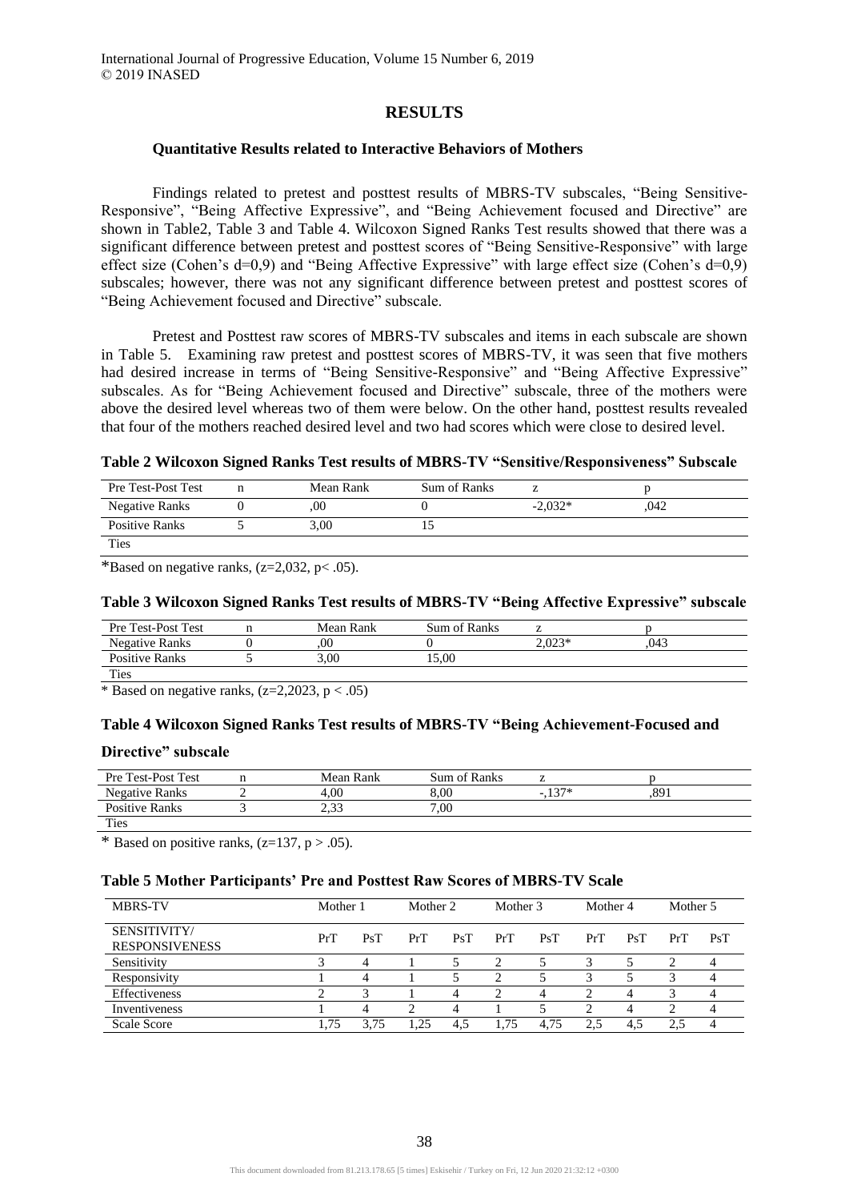## RESULTS

### Quantitative Results related to Interactive Behaviors of Mothers

Findings related to pretest and posttest results of MBRS-TV subscales, “Being Sensitive-Responsive”, “Being Affective Expressive”, and “Being Achievement focused and Directive” are shown in Table2, Table 3 and Table 4. Wilcoxon Signed Ranks Test results showed that there was a significant difference between pretest and posttest scores of “Being Sensitive-Responsive” with large effect size (Cohen’s d=0,9) and “Being Affective Expressive” with large effect size (Cohen’s d=0,9) subscales; however, there was not any significant difference between pretest and posttest scores of “Being Achievement focused and Directive” subscale.

Pretest and Posttest raw scores of MBRS-TV subscales and items in each subscale are shown in Table 5. Examining raw pretest and posttest scores of MBRS-TV, it was seen that five mothers had desired increase in terms of “Being Sensitive-Responsive” and “Being Affective Expressive” subscales. As for “Being Achievement focused and Directive” subscale, three of the mothers were above the desired level whereas two of them were below. On the other hand, posttest results revealed that four of the mothers reached desired level and two had scores which were close to desired level.

**Table 2 Wilcoxon Signed Ranks Test results of MBRS-TV “Sensitive/Responsiveness” Subscale**

| Pre Test-Post Test | n | Mean Rank | Sum of Ranks | z | p |
|---|---|---|---|---|---|
| Negative Ranks | 0 | ,00 | 0 | -2,032* | ,042 |
| Positive Ranks | 5 | 3,00 | 15 | | |
| Ties | | | | | |

*Based on negative ranks, (z=2,032, p< .05).

**Table 3 Wilcoxon Signed Ranks Test results of MBRS-TV “Being Affective Expressive” subscale**

| Pre Test-Post Test | n | Mean Rank | Sum of Ranks | z | p |
|---|---|---|---|---|---|
| Negative Ranks | 0 | ,00 | 0 | 2,023* | ,043 |
| Positive Ranks | 5 | 3,00 | 15,00 | | |
| Ties | | | | | |

* Based on negative ranks, (z=2,2023, p < .05)

**Table 4 Wilcoxon Signed Ranks Test results of MBRS-TV “Being Achievement-Focused and Directive” subscale**

| Pre Test-Post Test | n | Mean Rank | Sum of Ranks | z | p |
|---|---|---|---|---|---|
| Negative Ranks | 2 | 4,00 | 8,00 | -,137* | ,891 |
| Positive Ranks | 3 | 2,33 | 7,00 | | |
| Ties | | | | | |

* Based on positive ranks, (z=137, p > .05).

**Table 5 Mother Participants’ Pre and Posttest Raw Scores of MBRS-TV Scale**

| MBRS-TV | Mother 1 | | Mother 2 | | Mother 3 | | Mother 4 | | Mother 5 | |
|---|---|---|---|---|---|---|---|---|---|---|
| SENSITIVITY/ RESPONSIVENESS | PrT | PsT | PrT | PsT | PrT | PsT | PrT | PsT | PrT | PsT |
| Sensitivity | 3 | 4 | 1 | 5 | 2 | 5 | 3 | 5 | 2 | 4 |
| Responsivity | 1 | 4 | 1 | 5 | 2 | 5 | 3 | 5 | 3 | 4 |
| Effectiveness | 2 | 3 | 1 | 4 | 2 | 4 | 2 | 4 | 3 | 4 |
| Inventiveness | 1 | 4 | 2 | 4 | 1 | 5 | 2 | 4 | 2 | 4 |
| Scale Score | 1,75 | 3,75 | 1,25 | 4,5 | 1,75 | 4,75 | 2,5 | 4,5 | 2,5 | 4 |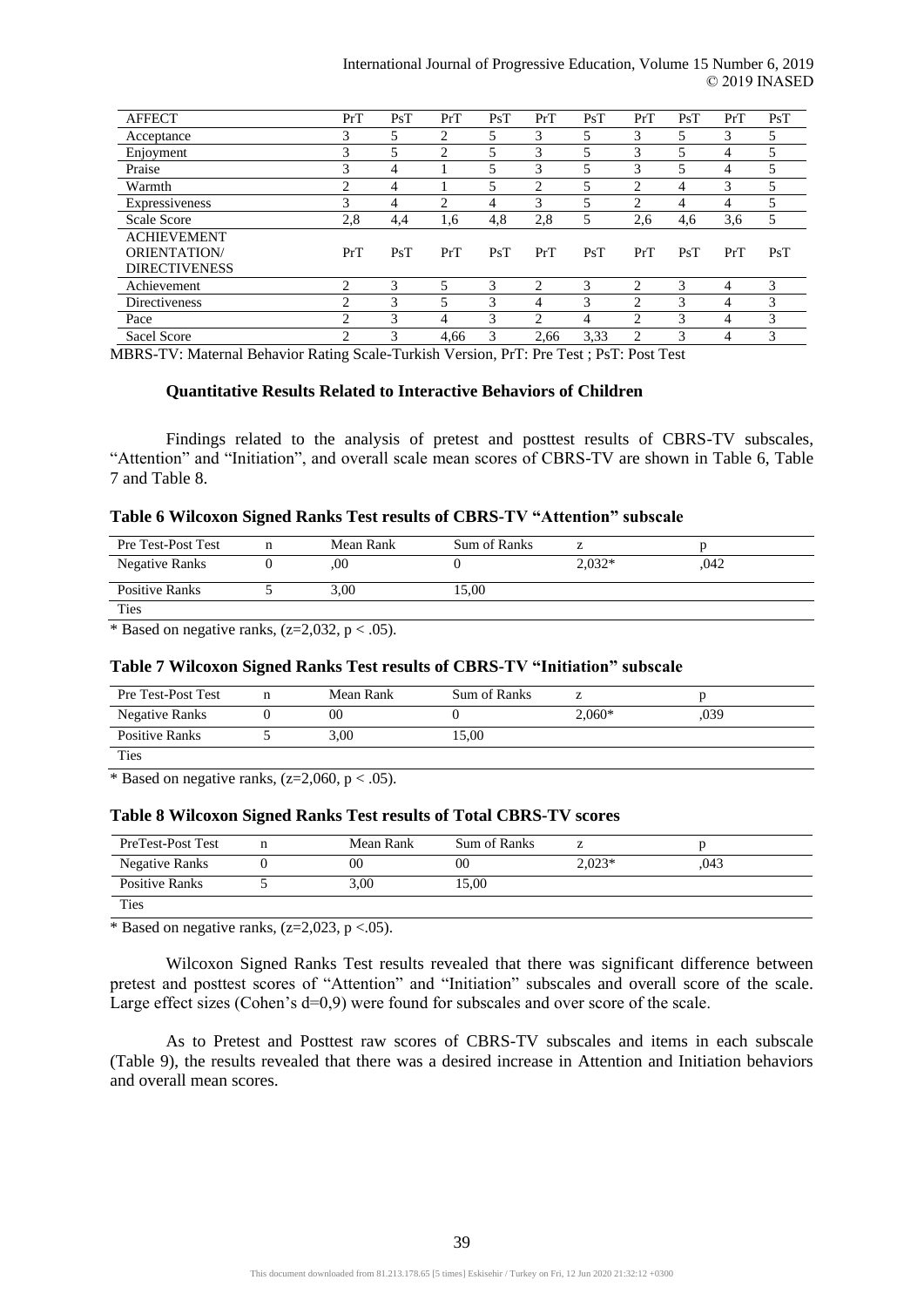| AFFECT | PrT | PsT | PrT | PsT | PrT | PsT | PrT | PsT | PrT | PsT |
|---|---|---|---|---|---|---|---|---|---|---|
| Acceptance | 3 | 5 | 2 | 5 | 3 | 5 | 3 | 5 | 3 | 5 |
| Enjoyment | 3 | 5 | 2 | 5 | 3 | 5 | 3 | 5 | 4 | 5 |
| Praise | 3 | 4 | 1 | 5 | 3 | 5 | 3 | 5 | 4 | 5 |
| Warmth | 2 | 4 | 1 | 5 | 2 | 5 | 2 | 4 | 3 | 5 |
| Expressiveness | 3 | 4 | 2 | 4 | 3 | 5 | 2 | 4 | 4 | 5 |
| Scale Score | 2,8 | 4,4 | 1,6 | 4,8 | 2,8 | 5 | 2,6 | 4,6 | 3,6 | 5 |
| ACHIEVEMENT ORIENTATION/ DIRECTIVENESS | PrT | PsT | PrT | PsT | PrT | PsT | PrT | PsT | PrT | PsT |
| Achievement | 2 | 3 | 5 | 3 | 2 | 3 | 2 | 3 | 4 | 3 |
| Directiveness | 2 | 3 | 5 | 3 | 4 | 3 | 2 | 3 | 4 | 3 |
| Pace | 2 | 3 | 4 | 3 | 2 | 4 | 2 | 3 | 4 | 3 |
| Sacel Score | 2 | 3 | 4,66 | 3 | 2,66 | 3,33 | 2 | 3 | 4 | 3 |

MBRS-TV: Maternal Behavior Rating Scale-Turkish Version, PrT: Pre Test ; PsT: Post Test

### Quantitative Results Related to Interactive Behaviors of Children

Findings related to the analysis of pretest and posttest results of CBRS-TV subscales, "Attention" and "Initiation", and overall scale mean scores of CBRS-TV are shown in Table 6, Table 7 and Table 8.

**Table 6 Wilcoxon Signed Ranks Test results of CBRS-TV "Attention" subscale**

| Pre Test-Post Test | n | Mean Rank | Sum of Ranks | z | p |
|---|---|---|---|---|---|
| Negative Ranks | 0 | ,00 | 0 | 2,032* | ,042 |
| Positive Ranks | 5 | 3,00 | 15,00 | | |
| Ties | | | | | |

\* Based on negative ranks, ($z=2{,}032$, $p < .05$).

**Table 7 Wilcoxon Signed Ranks Test results of CBRS-TV "Initiation" subscale**

| Pre Test-Post Test | n | Mean Rank | Sum of Ranks | z | p |
|---|---|---|---|---|---|
| Negative Ranks | 0 | 00 | 0 | 2,060* | ,039 |
| Positive Ranks | 5 | 3,00 | 15,00 | | |
| Ties | | | | | |

\* Based on negative ranks, ($z=2{,}060$, $p < .05$).

**Table 8 Wilcoxon Signed Ranks Test results of Total CBRS-TV scores**

| PreTest-Post Test | n | Mean Rank | Sum of Ranks | z | p |
|---|---|---|---|---|---|
| Negative Ranks | 0 | 00 | 00 | 2,023* | ,043 |
| Positive Ranks | 5 | 3,00 | 15,00 | | |
| Ties | | | | | |

\* Based on negative ranks, ($z=2{,}023$, $p <.05$).

Wilcoxon Signed Ranks Test results revealed that there was significant difference between pretest and posttest scores of "Attention" and "Initiation" subscales and overall score of the scale. Large effect sizes (Cohen's $d=0{,}9$) were found for subscales and over score of the scale.

As to Pretest and Posttest raw scores of CBRS-TV subscales and items in each subscale (Table 9), the results revealed that there was a desired increase in Attention and Initiation behaviors and overall mean scores.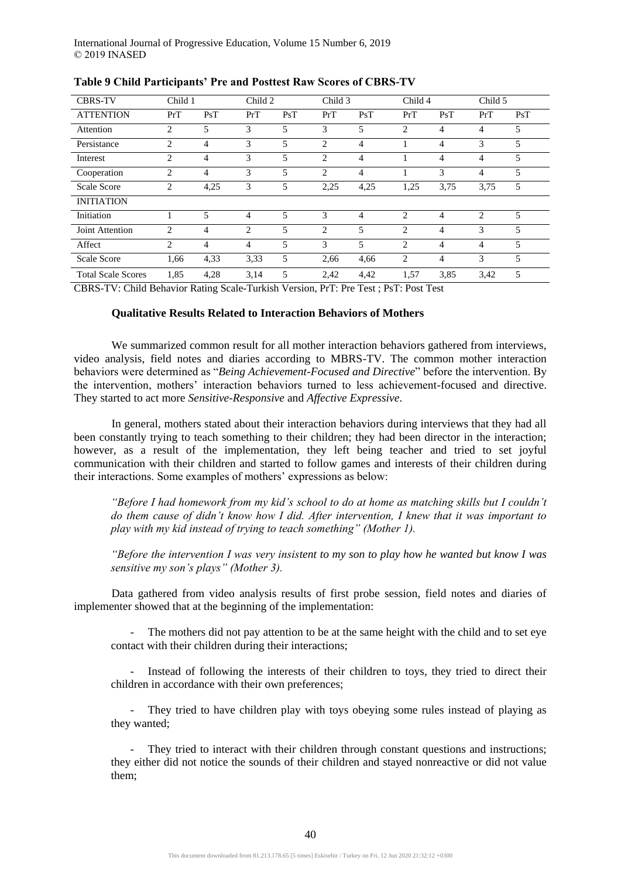**Table 9 Child Participants' Pre and Posttest Raw Scores of CBRS-TV**

| CBRS-TV | Child 1 | | Child 2 | | Child 3 | | Child 4 | | Child 5 | |
|---|---|---|---|---|---|---|---|---|---|---|
| ATTENTION | PrT | PsT | PrT | PsT | PrT | PsT | PrT | PsT | PrT | PsT |
| Attention | 2 | 5 | 3 | 5 | 3 | 5 | 2 | 4 | 4 | 5 |
| Persistance | 2 | 4 | 3 | 5 | 2 | 4 | 1 | 4 | 3 | 5 |
| Interest | 2 | 4 | 3 | 5 | 2 | 4 | 1 | 4 | 4 | 5 |
| Cooperation | 2 | 4 | 3 | 5 | 2 | 4 | 1 | 3 | 4 | 5 |
| Scale Score | 2 | 4,25 | 3 | 5 | 2,25 | 4,25 | 1,25 | 3,75 | 3,75 | 5 |
| INITIATION | | | | | | | | | | |
| Initiation | 1 | 5 | 4 | 5 | 3 | 4 | 2 | 4 | 2 | 5 |
| Joint Attention | 2 | 4 | 2 | 5 | 2 | 5 | 2 | 4 | 3 | 5 |
| Affect | 2 | 4 | 4 | 5 | 3 | 5 | 2 | 4 | 4 | 5 |
| Scale Score | 1,66 | 4,33 | 3,33 | 5 | 2,66 | 4,66 | 2 | 4 | 3 | 5 |
| Total Scale Scores | 1,85 | 4,28 | 3,14 | 5 | 2,42 | 4,42 | 1,57 | 3,85 | 3,42 | 5 |

CBRS-TV: Child Behavior Rating Scale-Turkish Version, PrT: Pre Test ; PsT: Post Test

### Qualitative Results Related to Interaction Behaviors of Mothers

We summarized common result for all mother interaction behaviors gathered from interviews, video analysis, field notes and diaries according to MBRS-TV. The common mother interaction behaviors were determined as "*Being Achievement-Focused and Directive*" before the intervention. By the intervention, mothers' interaction behaviors turned to less achievement-focused and directive. They started to act more *Sensitive-Responsive* and *Affective Expressive*.

In general, mothers stated about their interaction behaviors during interviews that they had all been constantly trying to teach something to their children; they had been director in the interaction; however, as a result of the implementation, they left being teacher and tried to set joyful communication with their children and started to follow games and interests of their children during their interactions. Some examples of mothers' expressions as below:

> *"Before I had homework from my kid's school to do at home as matching skills but I couldn't do them cause of didn't know how I did. After intervention, I knew that it was important to play with my kid instead of trying to teach something" (Mother 1).*

> *"Before the intervention I was very insistent to my son to play how he wanted but know I was sensitive my son's plays" (Mother 3).*

Data gathered from video analysis results of first probe session, field notes and diaries of implementer showed that at the beginning of the implementation:

- The mothers did not pay attention to be at the same height with the child and to set eye contact with their children during their interactions;
- Instead of following the interests of their children to toys, they tried to direct their children in accordance with their own preferences;
- They tried to have children play with toys obeying some rules instead of playing as they wanted;
- They tried to interact with their children through constant questions and instructions; they either did not notice the sounds of their children and stayed nonreactive or did not value them;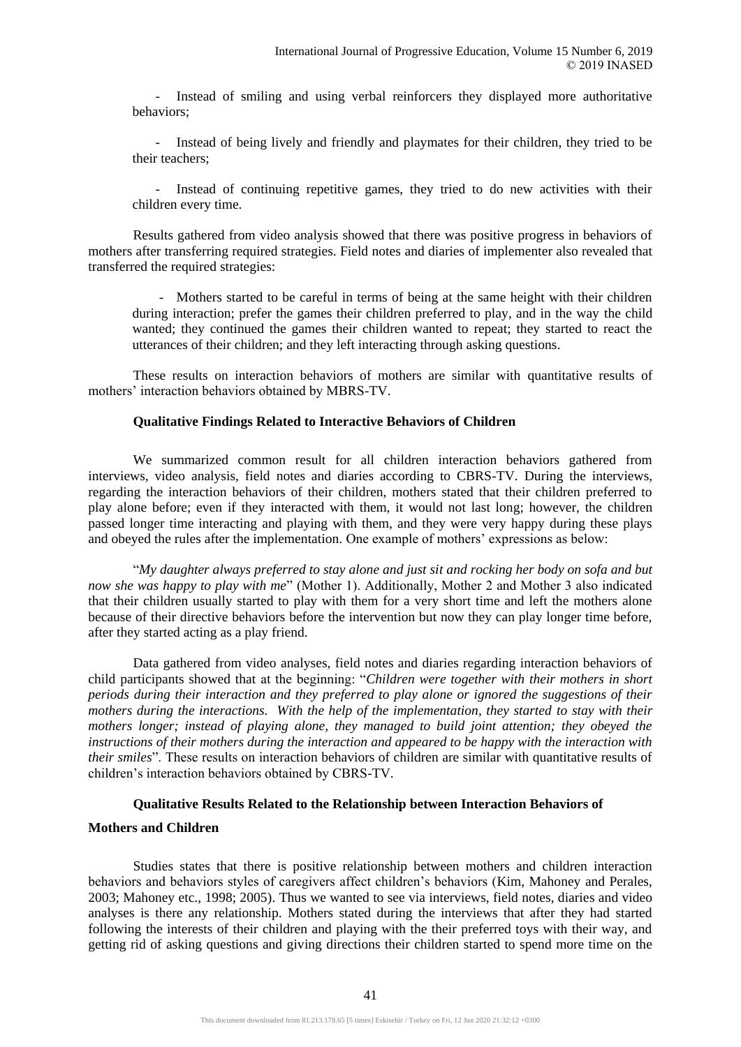- Instead of smiling and using verbal reinforcers they displayed more authoritative behaviors;

- Instead of being lively and friendly and playmates for their children, they tried to be their teachers;

- Instead of continuing repetitive games, they tried to do new activities with their children every time.

Results gathered from video analysis showed that there was positive progress in behaviors of mothers after transferring required strategies. Field notes and diaries of implementer also revealed that transferred the required strategies:

- Mothers started to be careful in terms of being at the same height with their children during interaction; prefer the games their children preferred to play, and in the way the child wanted; they continued the games their children wanted to repeat; they started to react the utterances of their children; and they left interacting through asking questions.

These results on interaction behaviors of mothers are similar with quantitative results of mothers' interaction behaviors obtained by MBRS-TV.

### Qualitative Findings Related to Interactive Behaviors of Children

We summarized common result for all children interaction behaviors gathered from interviews, video analysis, field notes and diaries according to CBRS-TV. During the interviews, regarding the interaction behaviors of their children, mothers stated that their children preferred to play alone before; even if they interacted with them, it would not last long; however, the children passed longer time interacting and playing with them, and they were very happy during these plays and obeyed the rules after the implementation. One example of mothers' expressions as below:

"*My daughter always preferred to stay alone and just sit and rocking her body on sofa and but now she was happy to play with me*" (Mother 1). Additionally, Mother 2 and Mother 3 also indicated that their children usually started to play with them for a very short time and left the mothers alone because of their directive behaviors before the intervention but now they can play longer time before, after they started acting as a play friend.

Data gathered from video analyses, field notes and diaries regarding interaction behaviors of child participants showed that at the beginning: "*Children were together with their mothers in short periods during their interaction and they preferred to play alone or ignored the suggestions of their mothers during the interactions. With the help of the implementation, they started to stay with their mothers longer; instead of playing alone, they managed to build joint attention; they obeyed the instructions of their mothers during the interaction and appeared to be happy with the interaction with their smiles*". These results on interaction behaviors of children are similar with quantitative results of children's interaction behaviors obtained by CBRS-TV.

### Qualitative Results Related to the Relationship between Interaction Behaviors of Mothers and Children

Studies states that there is positive relationship between mothers and children interaction behaviors and behaviors styles of caregivers affect children's behaviors (Kim, Mahoney and Perales, 2003; Mahoney etc., 1998; 2005). Thus we wanted to see via interviews, field notes, diaries and video analyses is there any relationship. Mothers stated during the interviews that after they had started following the interests of their children and playing with the their preferred toys with their way, and getting rid of asking questions and giving directions their children started to spend more time on the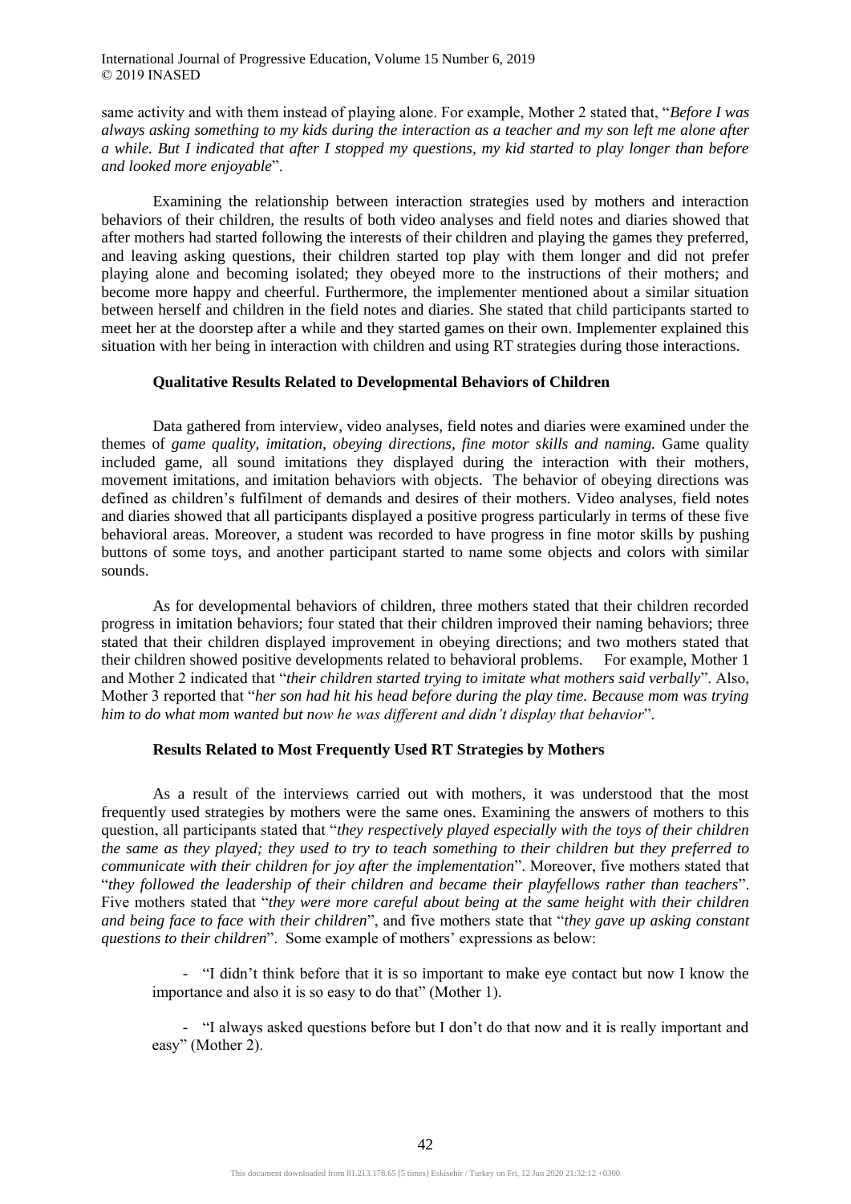same activity and with them instead of playing alone. For example, Mother 2 stated that, "*Before I was always asking something to my kids during the interaction as a teacher and my son left me alone after a while. But I indicated that after I stopped my questions, my kid started to play longer than before and looked more enjoyable*".

Examining the relationship between interaction strategies used by mothers and interaction behaviors of their children, the results of both video analyses and field notes and diaries showed that after mothers had started following the interests of their children and playing the games they preferred, and leaving asking questions, their children started top play with them longer and did not prefer playing alone and becoming isolated; they obeyed more to the instructions of their mothers; and become more happy and cheerful. Furthermore, the implementer mentioned about a similar situation between herself and children in the field notes and diaries. She stated that child participants started to meet her at the doorstep after a while and they started games on their own. Implementer explained this situation with her being in interaction with children and using RT strategies during those interactions.

### Qualitative Results Related to Developmental Behaviors of Children

Data gathered from interview, video analyses, field notes and diaries were examined under the themes of *game quality, imitation, obeying directions, fine motor skills and naming.* Game quality included game, all sound imitations they displayed during the interaction with their mothers, movement imitations, and imitation behaviors with objects. The behavior of obeying directions was defined as children's fulfilment of demands and desires of their mothers. Video analyses, field notes and diaries showed that all participants displayed a positive progress particularly in terms of these five behavioral areas. Moreover, a student was recorded to have progress in fine motor skills by pushing buttons of some toys, and another participant started to name some objects and colors with similar sounds.

As for developmental behaviors of children, three mothers stated that their children recorded progress in imitation behaviors; four stated that their children improved their naming behaviors; three stated that their children displayed improvement in obeying directions; and two mothers stated that their children showed positive developments related to behavioral problems. For example, Mother 1 and Mother 2 indicated that "*their children started trying to imitate what mothers said verbally*". Also, Mother 3 reported that "*her son had hit his head before during the play time. Because mom was trying him to do what mom wanted but now he was different and didn't display that behavior*".

### Results Related to Most Frequently Used RT Strategies by Mothers

As a result of the interviews carried out with mothers, it was understood that the most frequently used strategies by mothers were the same ones. Examining the answers of mothers to this question, all participants stated that "*they respectively played especially with the toys of their children the same as they played; they used to try to teach something to their children but they preferred to communicate with their children for joy after the implementation*". Moreover, five mothers stated that "*they followed the leadership of their children and became their playfellows rather than teachers*". Five mothers stated that "*they were more careful about being at the same height with their children and being face to face with their children*", and five mothers state that "*they gave up asking constant questions to their children*". Some example of mothers' expressions as below:

- "I didn't think before that it is so important to make eye contact but now I know the importance and also it is so easy to do that" (Mother 1).

- "I always asked questions before but I don't do that now and it is really important and easy" (Mother 2).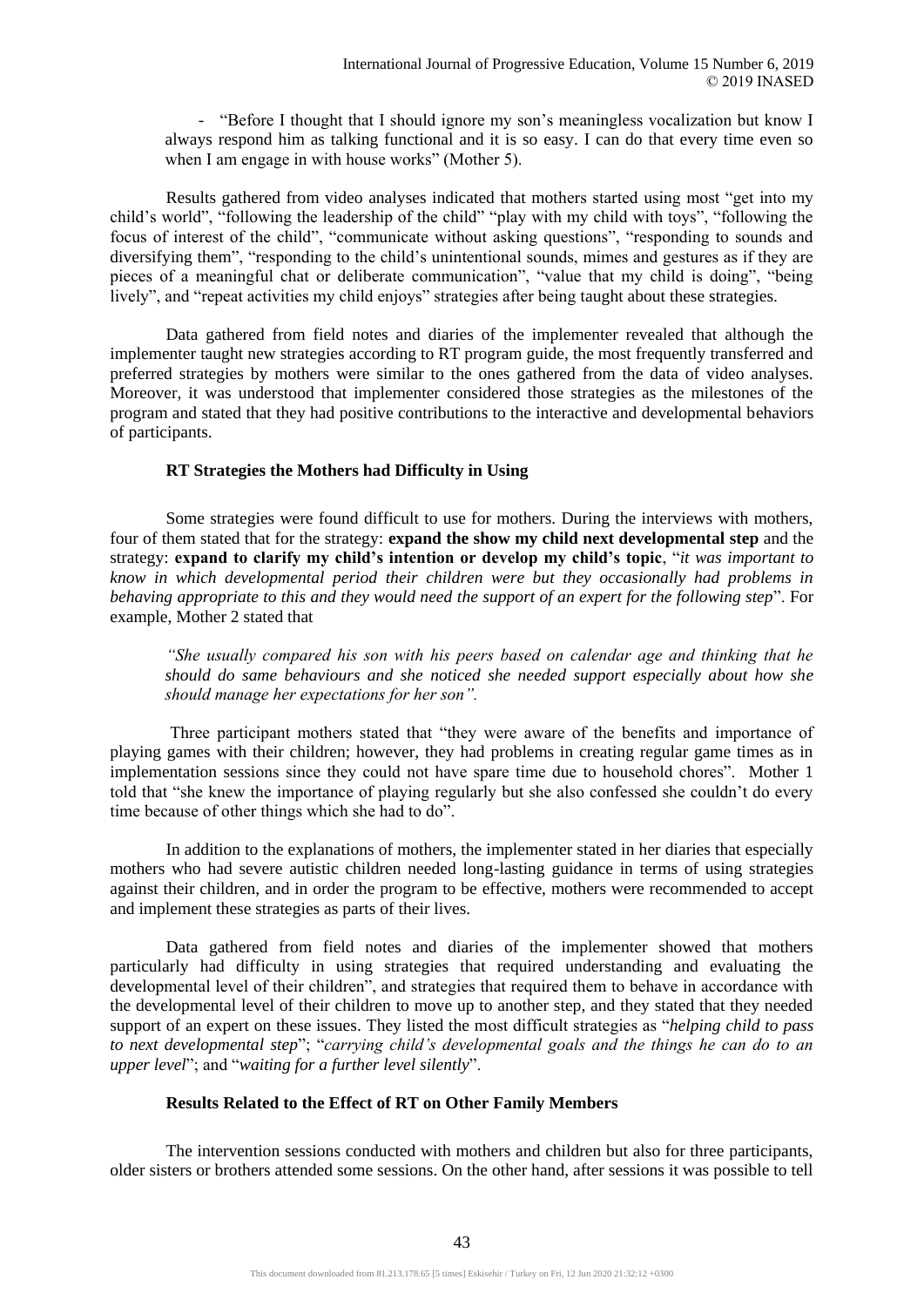- "Before I thought that I should ignore my son's meaningless vocalization but know I always respond him as talking functional and it is so easy. I can do that every time even so when I am engage in with house works" (Mother 5).

Results gathered from video analyses indicated that mothers started using most "get into my child's world", "following the leadership of the child" "play with my child with toys", "following the focus of interest of the child", "communicate without asking questions", "responding to sounds and diversifying them", "responding to the child's unintentional sounds, mimes and gestures as if they are pieces of a meaningful chat or deliberate communication", "value that my child is doing", "being lively", and "repeat activities my child enjoys" strategies after being taught about these strategies.

Data gathered from field notes and diaries of the implementer revealed that although the implementer taught new strategies according to RT program guide, the most frequently transferred and preferred strategies by mothers were similar to the ones gathered from the data of video analyses. Moreover, it was understood that implementer considered those strategies as the milestones of the program and stated that they had positive contributions to the interactive and developmental behaviors of participants.

### RT Strategies the Mothers had Difficulty in Using

Some strategies were found difficult to use for mothers. During the interviews with mothers, four of them stated that for the strategy: **expand the show my child next developmental step** and the strategy: **expand to clarify my child's intention or develop my child's topic**, "*it was important to know in which developmental period their children were but they occasionally had problems in behaving appropriate to this and they would need the support of an expert for the following step*". For example, Mother 2 stated that

> *"She usually compared his son with his peers based on calendar age and thinking that he should do same behaviours and she noticed she needed support especially about how she should manage her expectations for her son".*

Three participant mothers stated that "they were aware of the benefits and importance of playing games with their children; however, they had problems in creating regular game times as in implementation sessions since they could not have spare time due to household chores". Mother 1 told that "she knew the importance of playing regularly but she also confessed she couldn't do every time because of other things which she had to do".

In addition to the explanations of mothers, the implementer stated in her diaries that especially mothers who had severe autistic children needed long-lasting guidance in terms of using strategies against their children, and in order the program to be effective, mothers were recommended to accept and implement these strategies as parts of their lives.

Data gathered from field notes and diaries of the implementer showed that mothers particularly had difficulty in using strategies that required understanding and evaluating the developmental level of their children", and strategies that required them to behave in accordance with the developmental level of their children to move up to another step, and they stated that they needed support of an expert on these issues. They listed the most difficult strategies as "*helping child to pass to next developmental step*"; "*carrying child's developmental goals and the things he can do to an upper level*"; and "*waiting for a further level silently*".

### Results Related to the Effect of RT on Other Family Members

The intervention sessions conducted with mothers and children but also for three participants, older sisters or brothers attended some sessions. On the other hand, after sessions it was possible to tell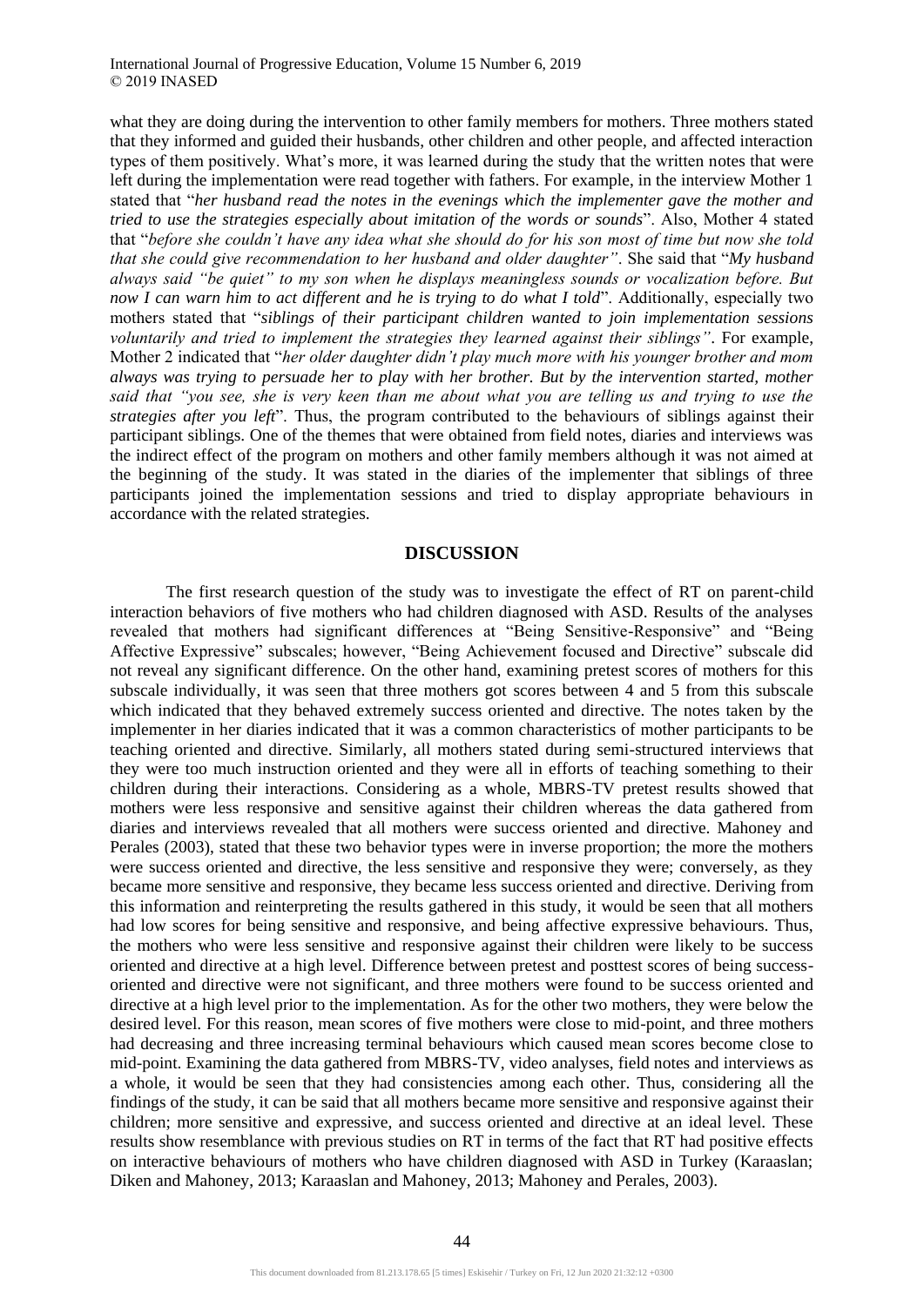what they are doing during the intervention to other family members for mothers. Three mothers stated that they informed and guided their husbands, other children and other people, and affected interaction types of them positively. What's more, it was learned during the study that the written notes that were left during the implementation were read together with fathers. For example, in the interview Mother 1 stated that "*her husband read the notes in the evenings which the implementer gave the mother and tried to use the strategies especially about imitation of the words or sounds*". Also, Mother 4 stated that "*before she couldn't have any idea what she should do for his son most of time but now she told that she could give recommendation to her husband and older daughter"*. She said that "*My husband always said "be quiet" to my son when he displays meaningless sounds or vocalization before. But now I can warn him to act different and he is trying to do what I told*". Additionally, especially two mothers stated that "*siblings of their participant children wanted to join implementation sessions voluntarily and tried to implement the strategies they learned against their siblings"*. For example, Mother 2 indicated that "*her older daughter didn't play much more with his younger brother and mom always was trying to persuade her to play with her brother. But by the intervention started, mother said that "you see, she is very keen than me about what you are telling us and trying to use the strategies after you left*". Thus, the program contributed to the behaviours of siblings against their participant siblings. One of the themes that were obtained from field notes, diaries and interviews was the indirect effect of the program on mothers and other family members although it was not aimed at the beginning of the study. It was stated in the diaries of the implementer that siblings of three participants joined the implementation sessions and tried to display appropriate behaviours in accordance with the related strategies.

## DISCUSSION

The first research question of the study was to investigate the effect of RT on parent-child interaction behaviors of five mothers who had children diagnosed with ASD. Results of the analyses revealed that mothers had significant differences at "Being Sensitive-Responsive" and "Being Affective Expressive" subscales; however, "Being Achievement focused and Directive" subscale did not reveal any significant difference. On the other hand, examining pretest scores of mothers for this subscale individually, it was seen that three mothers got scores between 4 and 5 from this subscale which indicated that they behaved extremely success oriented and directive. The notes taken by the implementer in her diaries indicated that it was a common characteristics of mother participants to be teaching oriented and directive. Similarly, all mothers stated during semi-structured interviews that they were too much instruction oriented and they were all in efforts of teaching something to their children during their interactions. Considering as a whole, MBRS-TV pretest results showed that mothers were less responsive and sensitive against their children whereas the data gathered from diaries and interviews revealed that all mothers were success oriented and directive. Mahoney and Perales (2003), stated that these two behavior types were in inverse proportion; the more the mothers were success oriented and directive, the less sensitive and responsive they were; conversely, as they became more sensitive and responsive, they became less success oriented and directive. Deriving from this information and reinterpreting the results gathered in this study, it would be seen that all mothers had low scores for being sensitive and responsive, and being affective expressive behaviours. Thus, the mothers who were less sensitive and responsive against their children were likely to be success oriented and directive at a high level. Difference between pretest and posttest scores of being success-oriented and directive were not significant, and three mothers were found to be success oriented and directive at a high level prior to the implementation. As for the other two mothers, they were below the desired level. For this reason, mean scores of five mothers were close to mid-point, and three mothers had decreasing and three increasing terminal behaviours which caused mean scores become close to mid-point. Examining the data gathered from MBRS-TV, video analyses, field notes and interviews as a whole, it would be seen that they had consistencies among each other. Thus, considering all the findings of the study, it can be said that all mothers became more sensitive and responsive against their children; more sensitive and expressive, and success oriented and directive at an ideal level. These results show resemblance with previous studies on RT in terms of the fact that RT had positive effects on interactive behaviours of mothers who have children diagnosed with ASD in Turkey (Karaaslan; Diken and Mahoney, 2013; Karaaslan and Mahoney, 2013; Mahoney and Perales, 2003).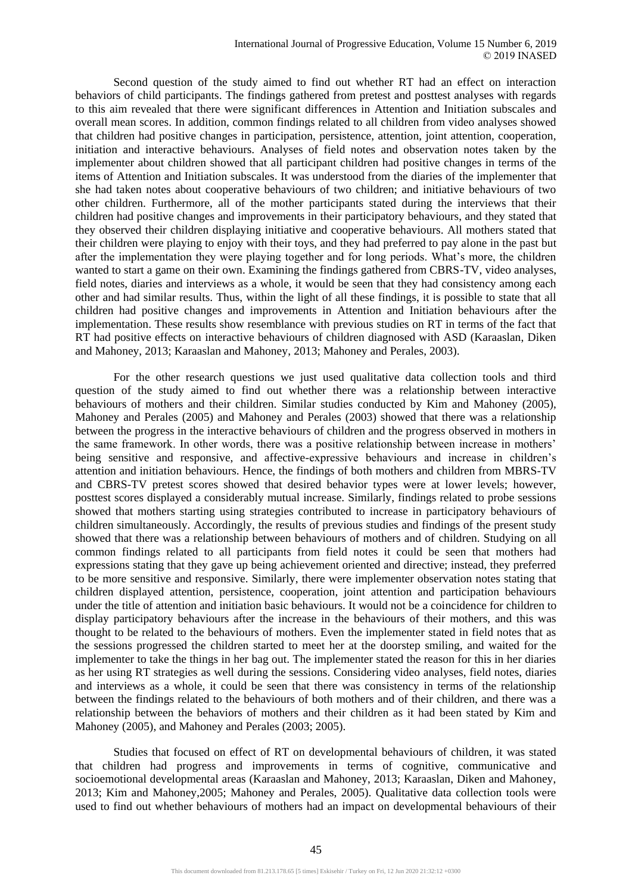Second question of the study aimed to find out whether RT had an effect on interaction behaviors of child participants. The findings gathered from pretest and posttest analyses with regards to this aim revealed that there were significant differences in Attention and Initiation subscales and overall mean scores. In addition, common findings related to all children from video analyses showed that children had positive changes in participation, persistence, attention, joint attention, cooperation, initiation and interactive behaviours. Analyses of field notes and observation notes taken by the implementer about children showed that all participant children had positive changes in terms of the items of Attention and Initiation subscales. It was understood from the diaries of the implementer that she had taken notes about cooperative behaviours of two children; and initiative behaviours of two other children. Furthermore, all of the mother participants stated during the interviews that their children had positive changes and improvements in their participatory behaviours, and they stated that they observed their children displaying initiative and cooperative behaviours. All mothers stated that their children were playing to enjoy with their toys, and they had preferred to pay alone in the past but after the implementation they were playing together and for long periods. What's more, the children wanted to start a game on their own. Examining the findings gathered from CBRS-TV, video analyses, field notes, diaries and interviews as a whole, it would be seen that they had consistency among each other and had similar results. Thus, within the light of all these findings, it is possible to state that all children had positive changes and improvements in Attention and Initiation behaviours after the implementation. These results show resemblance with previous studies on RT in terms of the fact that RT had positive effects on interactive behaviours of children diagnosed with ASD (Karaaslan, Diken and Mahoney, 2013; Karaaslan and Mahoney, 2013; Mahoney and Perales, 2003).

For the other research questions we just used qualitative data collection tools and third question of the study aimed to find out whether there was a relationship between interactive behaviours of mothers and their children. Similar studies conducted by Kim and Mahoney (2005), Mahoney and Perales (2005) and Mahoney and Perales (2003) showed that there was a relationship between the progress in the interactive behaviours of children and the progress observed in mothers in the same framework. In other words, there was a positive relationship between increase in mothers' being sensitive and responsive, and affective-expressive behaviours and increase in children's attention and initiation behaviours. Hence, the findings of both mothers and children from MBRS-TV and CBRS-TV pretest scores showed that desired behavior types were at lower levels; however, posttest scores displayed a considerably mutual increase. Similarly, findings related to probe sessions showed that mothers starting using strategies contributed to increase in participatory behaviours of children simultaneously. Accordingly, the results of previous studies and findings of the present study showed that there was a relationship between behaviours of mothers and of children. Studying on all common findings related to all participants from field notes it could be seen that mothers had expressions stating that they gave up being achievement oriented and directive; instead, they preferred to be more sensitive and responsive. Similarly, there were implementer observation notes stating that children displayed attention, persistence, cooperation, joint attention and participation behaviours under the title of attention and initiation basic behaviours. It would not be a coincidence for children to display participatory behaviours after the increase in the behaviours of their mothers, and this was thought to be related to the behaviours of mothers. Even the implementer stated in field notes that as the sessions progressed the children started to meet her at the doorstep smiling, and waited for the implementer to take the things in her bag out. The implementer stated the reason for this in her diaries as her using RT strategies as well during the sessions. Considering video analyses, field notes, diaries and interviews as a whole, it could be seen that there was consistency in terms of the relationship between the findings related to the behaviours of both mothers and of their children, and there was a relationship between the behaviors of mothers and their children as it had been stated by Kim and Mahoney (2005), and Mahoney and Perales (2003; 2005).

Studies that focused on effect of RT on developmental behaviours of children, it was stated that children had progress and improvements in terms of cognitive, communicative and socioemotional developmental areas (Karaaslan and Mahoney, 2013; Karaaslan, Diken and Mahoney, 2013; Kim and Mahoney,2005; Mahoney and Perales, 2005). Qualitative data collection tools were used to find out whether behaviours of mothers had an impact on developmental behaviours of their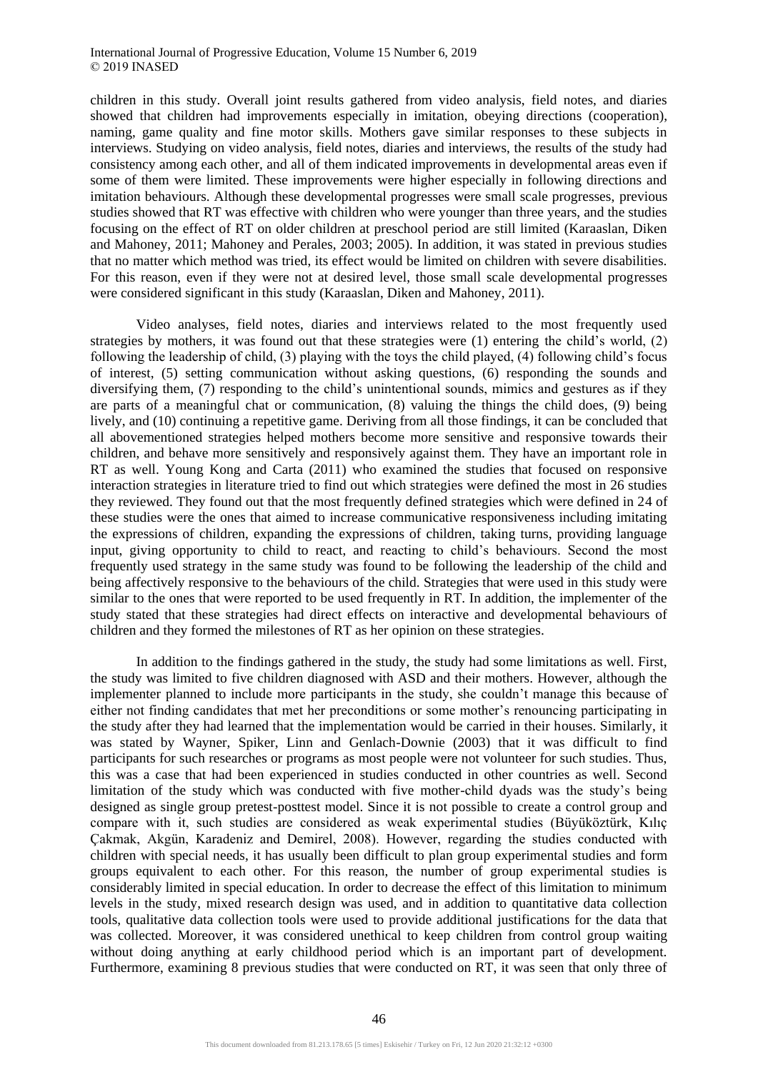children in this study. Overall joint results gathered from video analysis, field notes, and diaries showed that children had improvements especially in imitation, obeying directions (cooperation), naming, game quality and fine motor skills. Mothers gave similar responses to these subjects in interviews. Studying on video analysis, field notes, diaries and interviews, the results of the study had consistency among each other, and all of them indicated improvements in developmental areas even if some of them were limited. These improvements were higher especially in following directions and imitation behaviours. Although these developmental progresses were small scale progresses, previous studies showed that RT was effective with children who were younger than three years, and the studies focusing on the effect of RT on older children at preschool period are still limited (Karaaslan, Diken and Mahoney, 2011; Mahoney and Perales, 2003; 2005). In addition, it was stated in previous studies that no matter which method was tried, its effect would be limited on children with severe disabilities. For this reason, even if they were not at desired level, those small scale developmental progresses were considered significant in this study (Karaaslan, Diken and Mahoney, 2011).

Video analyses, field notes, diaries and interviews related to the most frequently used strategies by mothers, it was found out that these strategies were (1) entering the child's world, (2) following the leadership of child, (3) playing with the toys the child played, (4) following child's focus of interest, (5) setting communication without asking questions, (6) responding the sounds and diversifying them, (7) responding to the child's unintentional sounds, mimics and gestures as if they are parts of a meaningful chat or communication, (8) valuing the things the child does, (9) being lively, and (10) continuing a repetitive game. Deriving from all those findings, it can be concluded that all abovementioned strategies helped mothers become more sensitive and responsive towards their children, and behave more sensitively and responsively against them. They have an important role in RT as well. Young Kong and Carta (2011) who examined the studies that focused on responsive interaction strategies in literature tried to find out which strategies were defined the most in 26 studies they reviewed. They found out that the most frequently defined strategies which were defined in 24 of these studies were the ones that aimed to increase communicative responsiveness including imitating the expressions of children, expanding the expressions of children, taking turns, providing language input, giving opportunity to child to react, and reacting to child's behaviours. Second the most frequently used strategy in the same study was found to be following the leadership of the child and being affectively responsive to the behaviours of the child. Strategies that were used in this study were similar to the ones that were reported to be used frequently in RT. In addition, the implementer of the study stated that these strategies had direct effects on interactive and developmental behaviours of children and they formed the milestones of RT as her opinion on these strategies.

In addition to the findings gathered in the study, the study had some limitations as well. First, the study was limited to five children diagnosed with ASD and their mothers. However, although the implementer planned to include more participants in the study, she couldn't manage this because of either not finding candidates that met her preconditions or some mother's renouncing participating in the study after they had learned that the implementation would be carried in their houses. Similarly, it was stated by Wayner, Spiker, Linn and Genlach-Downie (2003) that it was difficult to find participants for such researches or programs as most people were not volunteer for such studies. Thus, this was a case that had been experienced in studies conducted in other countries as well. Second limitation of the study which was conducted with five mother-child dyads was the study's being designed as single group pretest-posttest model. Since it is not possible to create a control group and compare with it, such studies are considered as weak experimental studies (Büyüköztürk, Kılıç Çakmak, Akgün, Karadeniz and Demirel, 2008). However, regarding the studies conducted with children with special needs, it has usually been difficult to plan group experimental studies and form groups equivalent to each other. For this reason, the number of group experimental studies is considerably limited in special education. In order to decrease the effect of this limitation to minimum levels in the study, mixed research design was used, and in addition to quantitative data collection tools, qualitative data collection tools were used to provide additional justifications for the data that was collected. Moreover, it was considered unethical to keep children from control group waiting without doing anything at early childhood period which is an important part of development. Furthermore, examining 8 previous studies that were conducted on RT, it was seen that only three of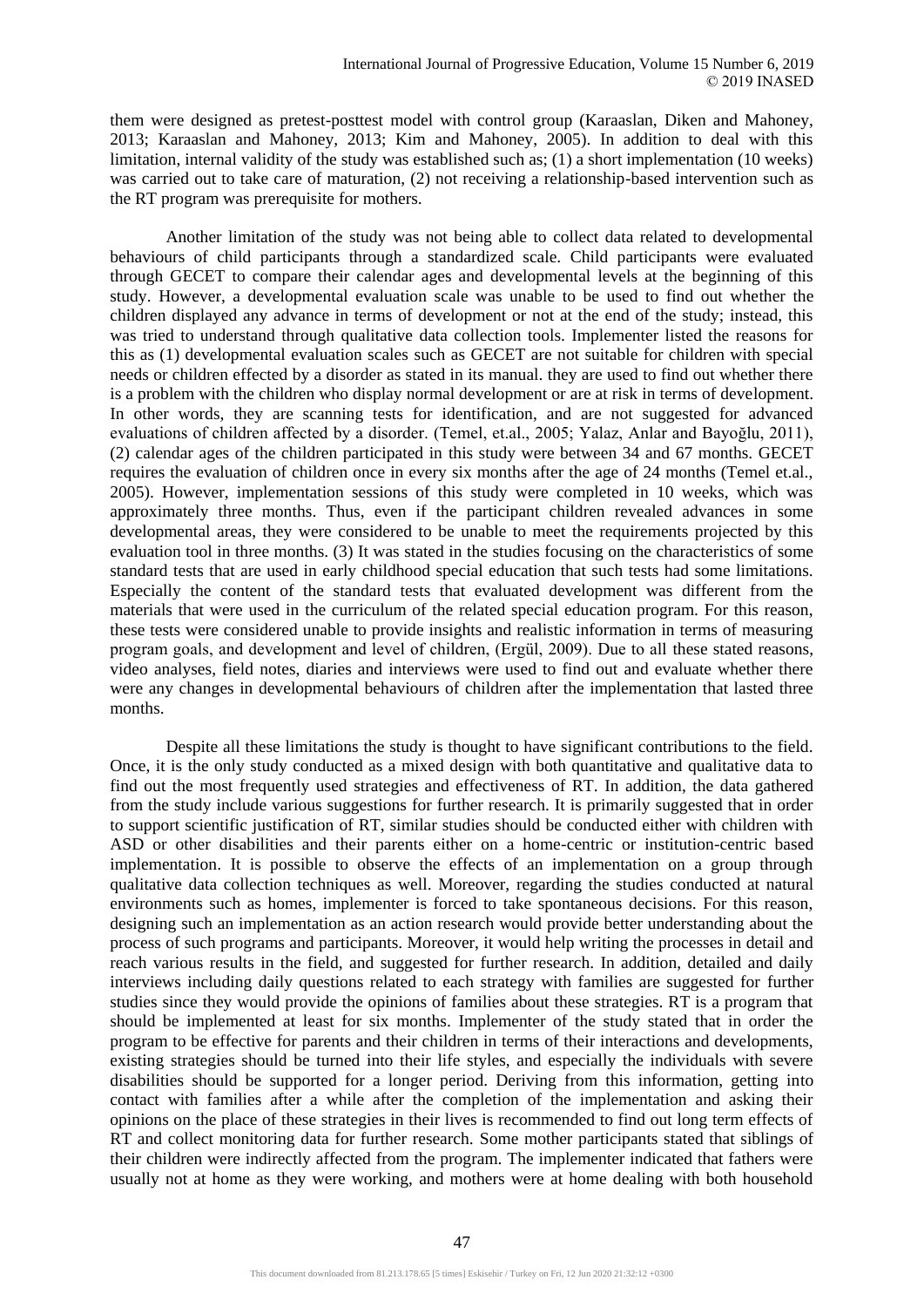them were designed as pretest-posttest model with control group (Karaaslan, Diken and Mahoney, 2013; Karaaslan and Mahoney, 2013; Kim and Mahoney, 2005). In addition to deal with this limitation, internal validity of the study was established such as; (1) a short implementation (10 weeks) was carried out to take care of maturation, (2) not receiving a relationship-based intervention such as the RT program was prerequisite for mothers.

Another limitation of the study was not being able to collect data related to developmental behaviours of child participants through a standardized scale. Child participants were evaluated through GECET to compare their calendar ages and developmental levels at the beginning of this study. However, a developmental evaluation scale was unable to be used to find out whether the children displayed any advance in terms of development or not at the end of the study; instead, this was tried to understand through qualitative data collection tools. Implementer listed the reasons for this as (1) developmental evaluation scales such as GECET are not suitable for children with special needs or children effected by a disorder as stated in its manual. they are used to find out whether there is a problem with the children who display normal development or are at risk in terms of development. In other words, they are scanning tests for identification, and are not suggested for advanced evaluations of children affected by a disorder. (Temel, et.al., 2005; Yalaz, Anlar and Bayoğlu, 2011), (2) calendar ages of the children participated in this study were between 34 and 67 months. GECET requires the evaluation of children once in every six months after the age of 24 months (Temel et.al., 2005). However, implementation sessions of this study were completed in 10 weeks, which was approximately three months. Thus, even if the participant children revealed advances in some developmental areas, they were considered to be unable to meet the requirements projected by this evaluation tool in three months. (3) It was stated in the studies focusing on the characteristics of some standard tests that are used in early childhood special education that such tests had some limitations. Especially the content of the standard tests that evaluated development was different from the materials that were used in the curriculum of the related special education program. For this reason, these tests were considered unable to provide insights and realistic information in terms of measuring program goals, and development and level of children, (Ergül, 2009). Due to all these stated reasons, video analyses, field notes, diaries and interviews were used to find out and evaluate whether there were any changes in developmental behaviours of children after the implementation that lasted three months.

Despite all these limitations the study is thought to have significant contributions to the field. Once, it is the only study conducted as a mixed design with both quantitative and qualitative data to find out the most frequently used strategies and effectiveness of RT. In addition, the data gathered from the study include various suggestions for further research. It is primarily suggested that in order to support scientific justification of RT, similar studies should be conducted either with children with ASD or other disabilities and their parents either on a home-centric or institution-centric based implementation. It is possible to observe the effects of an implementation on a group through qualitative data collection techniques as well. Moreover, regarding the studies conducted at natural environments such as homes, implementer is forced to take spontaneous decisions. For this reason, designing such an implementation as an action research would provide better understanding about the process of such programs and participants. Moreover, it would help writing the processes in detail and reach various results in the field, and suggested for further research. In addition, detailed and daily interviews including daily questions related to each strategy with families are suggested for further studies since they would provide the opinions of families about these strategies. RT is a program that should be implemented at least for six months. Implementer of the study stated that in order the program to be effective for parents and their children in terms of their interactions and developments, existing strategies should be turned into their life styles, and especially the individuals with severe disabilities should be supported for a longer period. Deriving from this information, getting into contact with families after a while after the completion of the implementation and asking their opinions on the place of these strategies in their lives is recommended to find out long term effects of RT and collect monitoring data for further research. Some mother participants stated that siblings of their children were indirectly affected from the program. The implementer indicated that fathers were usually not at home as they were working, and mothers were at home dealing with both household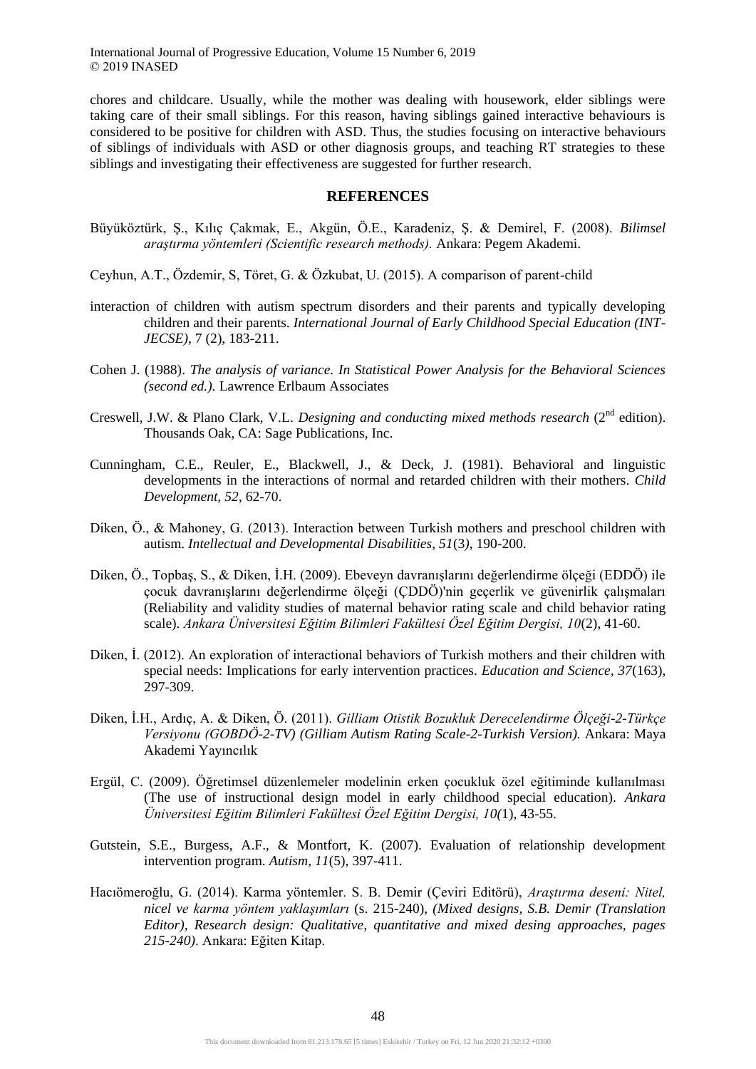chores and childcare. Usually, while the mother was dealing with housework, elder siblings were taking care of their small siblings. For this reason, having siblings gained interactive behaviours is considered to be positive for children with ASD. Thus, the studies focusing on interactive behaviours of siblings of individuals with ASD or other diagnosis groups, and teaching RT strategies to these siblings and investigating their effectiveness are suggested for further research.

## REFERENCES

Büyüköztürk, Ş., Kılıç Çakmak, E., Akgün, Ö.E., Karadeniz, Ş. & Demirel, F. (2008). *Bilimsel araştırma yöntemleri (Scientific research methods).* Ankara: Pegem Akademi.

Ceyhun, A.T., Özdemir, S, Töret, G. & Özkubat, U. (2015). A comparison of parent-child

interaction of children with autism spectrum disorders and their parents and typically developing children and their parents. *International Journal of Early Childhood Special Education (INT-JECSE)*, 7 (2), 183-211.

Cohen J. (1988). *The analysis of variance. In Statistical Power Analysis for the Behavioral Sciences (second ed.).* Lawrence Erlbaum Associates

Creswell, J.W. & Plano Clark, V.L. *Designing and conducting mixed methods research* (2nd edition). Thousands Oak, CA: Sage Publications, Inc.

Cunningham, C.E., Reuler, E., Blackwell, J., & Deck, J. (1981). Behavioral and linguistic developments in the interactions of normal and retarded children with their mothers. *Child Development, 52*, 62-70.

Diken, Ö., & Mahoney, G. (2013). Interaction between Turkish mothers and preschool children with autism. *Intellectual and Developmental Disabilities, 51*(3), 190-200.

Diken, Ö., Topbaş, S., & Diken, İ.H. (2009). Ebeveyn davranışlarını değerlendirme ölçeği (EDDÖ) ile çocuk davranışlarını değerlendirme ölçeği (ÇDDÖ)'nin geçerlik ve güvenirlik çalışmaları (Reliability and validity studies of maternal behavior rating scale and child behavior rating scale). *Ankara Üniversitesi Eğitim Bilimleri Fakültesi Özel Eğitim Dergisi, 10*(2), 41-60.

Diken, İ. (2012). An exploration of interactional behaviors of Turkish mothers and their children with special needs: Implications for early intervention practices. *Education and Science, 37*(163), 297-309.

Diken, İ.H., Ardıç, A. & Diken, Ö. (2011). *Gilliam Otistik Bozukluk Derecelendirme Ölçeği-2-Türkçe Versiyonu (GOBDÖ-2-TV) (Gilliam Autism Rating Scale-2-Turkish Version).* Ankara: Maya Akademi Yayıncılık

Ergül, C. (2009). Öğretimsel düzenlemeler modelinin erken çocukluk özel eğitiminde kullanılması (The use of instructional design model in early childhood special education). *Ankara Üniversitesi Eğitim Bilimleri Fakültesi Özel Eğitim Dergisi, 10(*1), 43-55.

Gutstein, S.E., Burgess, A.F., & Montfort, K. (2007). Evaluation of relationship development intervention program. *Autism, 11*(5), 397-411.

Hacıömeroğlu, G. (2014). Karma yöntemler. S. B. Demir (Çeviri Editörü), *Araştırma deseni: Nitel, nicel ve karma yöntem yaklaşımları* (s. 215-240), *(Mixed designs, S.B. Demir (Translation Editor), Research design: Qualitative, quantitative and mixed desing approaches, pages 215-240)*. Ankara: Eğiten Kitap.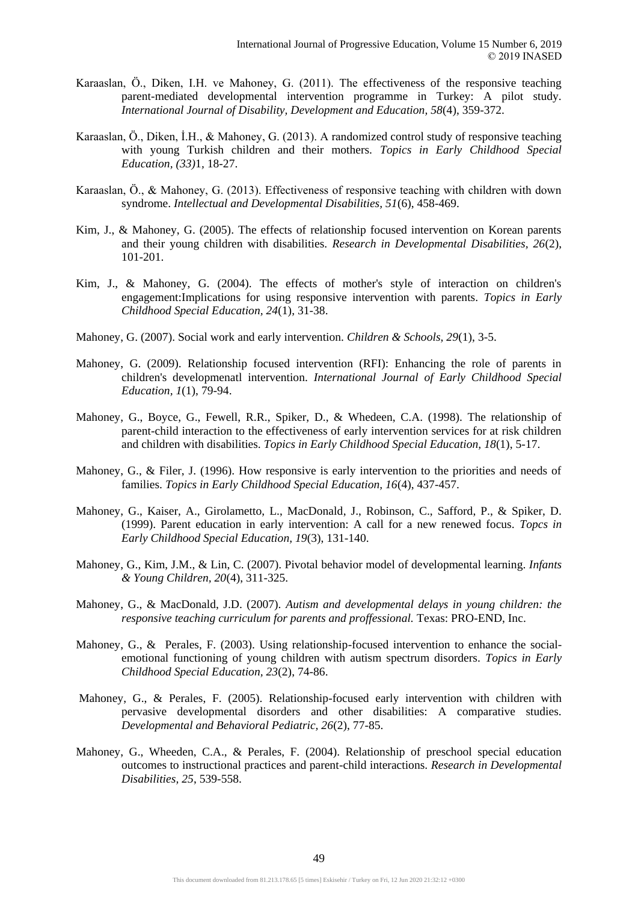Karaaslan, Ö., Diken, I.H. ve Mahoney, G. (2011). The effectiveness of the responsive teaching parent-mediated developmental intervention programme in Turkey: A pilot study. *International Journal of Disability, Development and Education, 58*(4), 359-372.

Karaaslan, Ö., Diken, İ.H., & Mahoney, G. (2013). A randomized control study of responsive teaching with young Turkish children and their mothers. *Topics in Early Childhood Special Education, (33)*1, 18-27.

Karaaslan, Ö., & Mahoney, G. (2013). Effectiveness of responsive teaching with children with down syndrome. *Intellectual and Developmental Disabilities, 51*(6), 458-469.

Kim, J., & Mahoney, G. (2005). The effects of relationship focused intervention on Korean parents and their young children with disabilities. *Research in Developmental Disabilities, 26*(2), 101-201.

Kim, J., & Mahoney, G. (2004). The effects of mother's style of interaction on children's engagement:Implications for using responsive intervention with parents. *Topics in Early Childhood Special Education, 24*(1), 31-38.

Mahoney, G. (2007). Social work and early intervention. *Children & Schools, 29*(1), 3-5.

Mahoney, G. (2009). Relationship focused intervention (RFI): Enhancing the role of parents in children's developmenatl intervention. *International Journal of Early Childhood Special Education, 1*(1), 79-94.

Mahoney, G., Boyce, G., Fewell, R.R., Spiker, D., & Whedeen, C.A. (1998). The relationship of parent-child interaction to the effectiveness of early intervention services for at risk children and children with disabilities. *Topics in Early Childhood Special Education, 18*(1), 5-17.

Mahoney, G., & Filer, J. (1996). How responsive is early intervention to the priorities and needs of families. *Topics in Early Childhood Special Education, 16*(4), 437-457.

Mahoney, G., Kaiser, A., Girolametto, L., MacDonald, J., Robinson, C., Safford, P., & Spiker, D. (1999). Parent education in early intervention: A call for a new renewed focus. *Topcs in Early Childhood Special Education, 19*(3), 131-140.

Mahoney, G., Kim, J.M., & Lin, C. (2007). Pivotal behavior model of developmental learning. *Infants & Young Children, 20*(4), 311-325.

Mahoney, G., & MacDonald, J.D. (2007). *Autism and developmental delays in young children: the responsive teaching curriculum for parents and proffessional.* Texas: PRO-END, Inc.

Mahoney, G., & Perales, F. (2003). Using relationship-focused intervention to enhance the social-emotional functioning of young children with autism spectrum disorders. *Topics in Early Childhood Special Education, 23*(2), 74-86.

Mahoney, G., & Perales, F. (2005). Relationship-focused early intervention with children with pervasive developmental disorders and other disabilities: A comparative studies. *Developmental and Behavioral Pediatric, 26*(2), 77-85.

Mahoney, G., Wheeden, C.A., & Perales, F. (2004). Relationship of preschool special education outcomes to instructional practices and parent-child interactions. *Research in Developmental Disabilities, 25*, 539-558.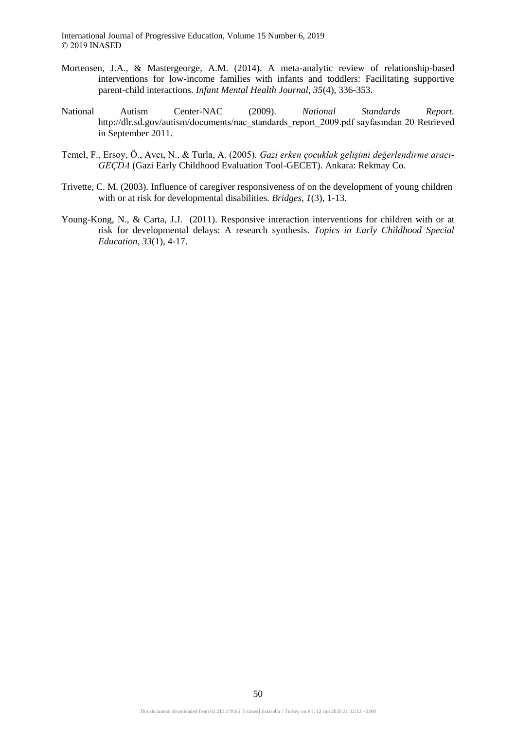Mortensen, J.A., & Mastergeorge, A.M. (2014). A meta-analytic review of relationship-based interventions for low-income families with infants and toddlers: Facilitating supportive parent-child interactions. *Infant Mental Health Journal, 35*(4), 336-353.

National Autism Center-NAC (2009). *National Standards Report.* http://dlr.sd.gov/autism/documents/nac_standards_report_2009.pdf sayfasından 20 Retrieved in September 2011.

Temel, F., Ersoy, Ö., Avcı, N., & Turla, A. (2005). *Gazi erken çocukluk gelişimi değerlendirme aracı-GEÇDA* (Gazi Early Childhood Evaluation Tool-GECET). Ankara: Rekmay Co.

Trivette, C. M. (2003). Influence of caregiver responsiveness of on the development of young children with or at risk for developmental disabilities. *Bridges*, *1*(3), 1-13.

Young-Kong, N., & Carta, J.J. (2011). Responsive interaction interventions for children with or at risk for developmental delays: A research synthesis. *Topics in Early Childhood Special Education*, *33*(1), 4-17.